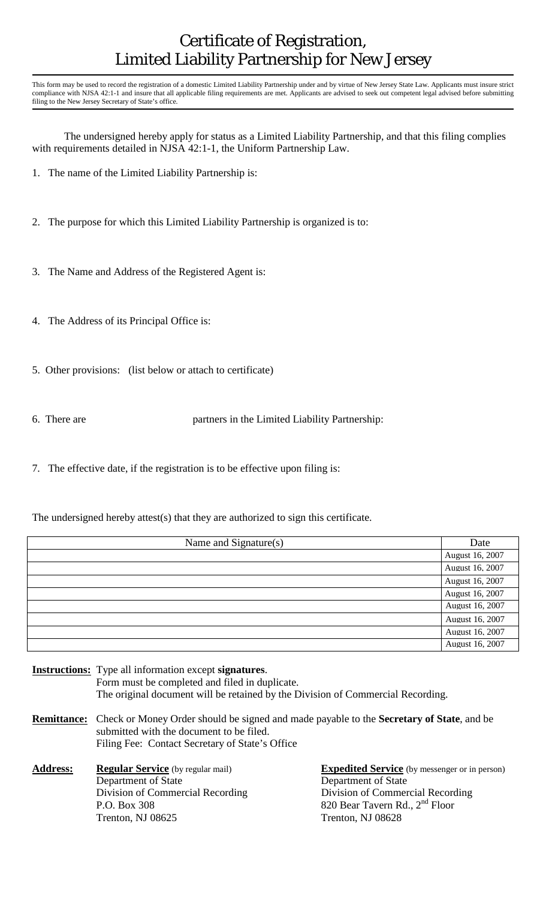# Certificate of Registration, Limited Liability Partnership for New Jersey

This form may be used to record the registration of a domestic Limited Liability Partnership under and by virtue of New Jersey State Law. Applicants must insure strict compliance with NJSA 42:1-1 and insure that all applicable filing requirements are met. Applicants are advised to seek out competent legal advised before submitting filing to the New Jersey Secretary of State's office.

The undersigned hereby apply for status as a Limited Liability Partnership, and that this filing complies with requirements detailed in NJSA 42:1-1, the Uniform Partnership Law.

1. The name of the Limited Liability Partnership is:

2. The purpose for which this Limited Liability Partnership is organized is to:

3. The Name and Address of the Registered Agent is:

4. The Address of its Principal Office is:

5. Other provisions: (list below or attach to certificate)

6. There are partners in the Limited Liability Partnership:

7. The effective date, if the registration is to be effective upon filing is:

The undersigned hereby attest(s) that they are authorized to sign this certificate.

| Name and Signature(s) | Date |
|---|---|
| | August 16, 2007 |
| | August 16, 2007 |
| | August 16, 2007 |
| | August 16, 2007 |
| | August 16, 2007 |
| | August 16, 2007 |
| | August 16, 2007 |
| | August 16, 2007 |

**Instructions:** Type all information except **signatures**.
Form must be completed and filed in duplicate.
The original document will be retained by the Division of Commercial Recording.

**Remittance:** Check or Money Order should be signed and made payable to the **Secretary of State**, and be submitted with the document to be filed.
Filing Fee: Contact Secretary of State's Office

**Address:**

**Regular Service** (by regular mail)
Department of State
Division of Commercial Recording
P.O. Box 308
Trenton, NJ 08625

**Expedited Service** (by messenger or in person)
Department of State
Division of Commercial Recording
820 Bear Tavern Rd., 2nd Floor
Trenton, NJ 08628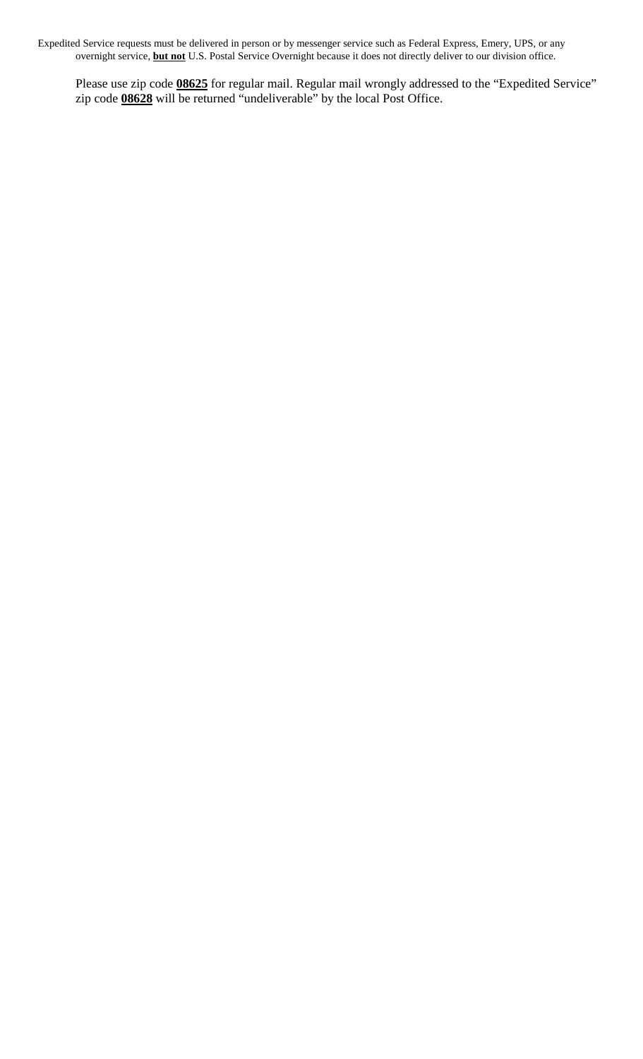Expedited Service requests must be delivered in person or by messenger service such as Federal Express, Emery, UPS, or any overnight service, **but not** U.S. Postal Service Overnight because it does not directly deliver to our division office.

Please use zip code **08625** for regular mail. Regular mail wrongly addressed to the "Expedited Service" zip code **08628** will be returned "undeliverable" by the local Post Office.